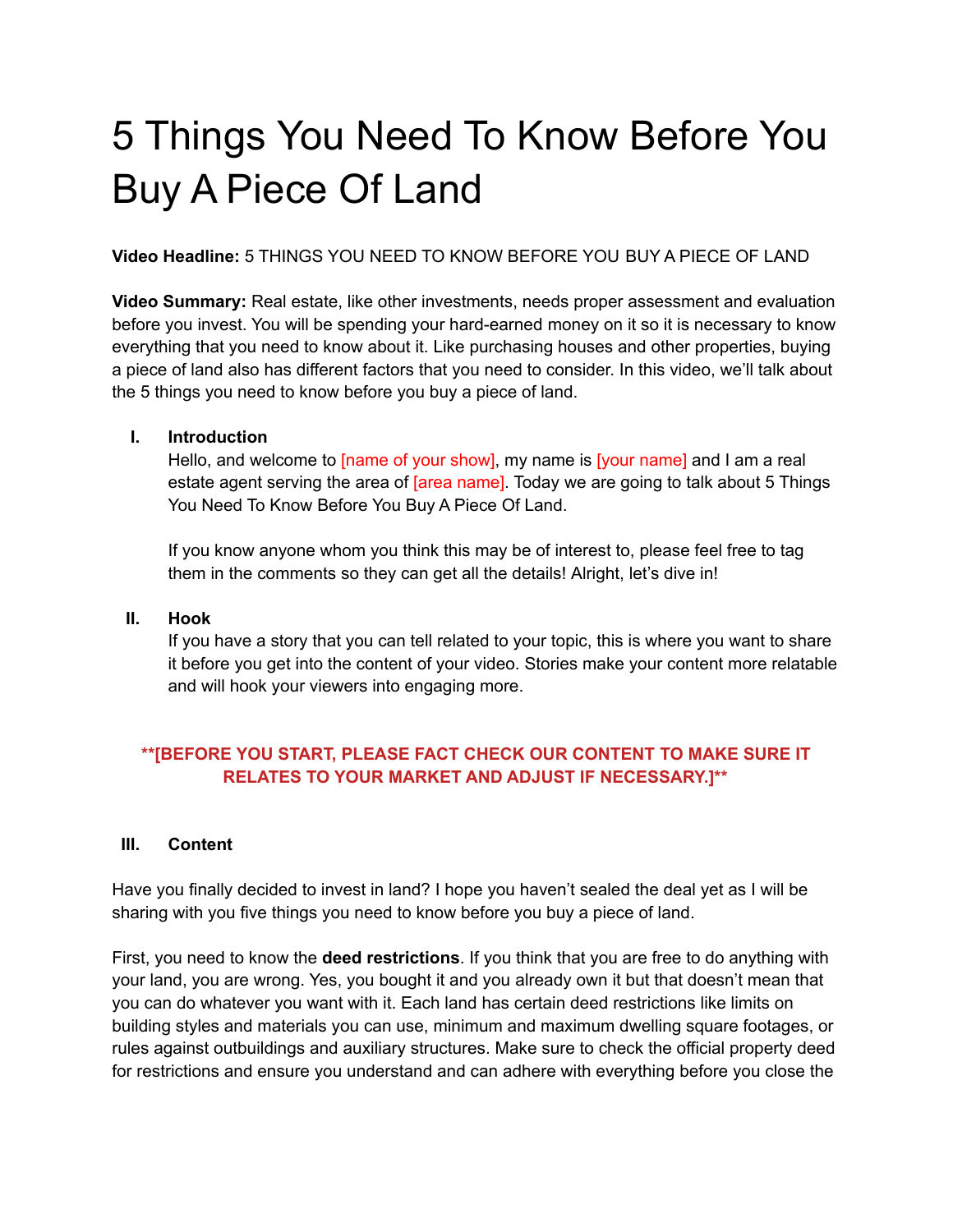# 5 Things You Need To Know Before You Buy A Piece Of Land

**Video Headline:** 5 THINGS YOU NEED TO KNOW BEFORE YOU BUY A PIECE OF LAND

**Video Summary:** Real estate, like other investments, needs proper assessment and evaluation before you invest. You will be spending your hard-earned money on it so it is necessary to know everything that you need to know about it. Like purchasing houses and other properties, buying a piece of land also has different factors that you need to consider. In this video, we'll talk about the 5 things you need to know before you buy a piece of land.

I. **Introduction**

Hello, and welcome to [name of your show], my name is [your name] and I am a real estate agent serving the area of [area name]. Today we are going to talk about 5 Things You Need To Know Before You Buy A Piece Of Land.

If you know anyone whom you think this may be of interest to, please feel free to tag them in the comments so they can get all the details! Alright, let's dive in!

II. **Hook**

If you have a story that you can tell related to your topic, this is where you want to share it before you get into the content of your video. Stories make your content more relatable and will hook your viewers into engaging more.

**\*\*[BEFORE YOU START, PLEASE FACT CHECK OUR CONTENT TO MAKE SURE IT RELATES TO YOUR MARKET AND ADJUST IF NECESSARY.]\*\***

III. **Content**

Have you finally decided to invest in land? I hope you haven't sealed the deal yet as I will be sharing with you five things you need to know before you buy a piece of land.

First, you need to know the **deed restrictions**. If you think that you are free to do anything with your land, you are wrong. Yes, you bought it and you already own it but that doesn't mean that you can do whatever you want with it. Each land has certain deed restrictions like limits on building styles and materials you can use, minimum and maximum dwelling square footages, or rules against outbuildings and auxiliary structures. Make sure to check the official property deed for restrictions and ensure you understand and can adhere with everything before you close the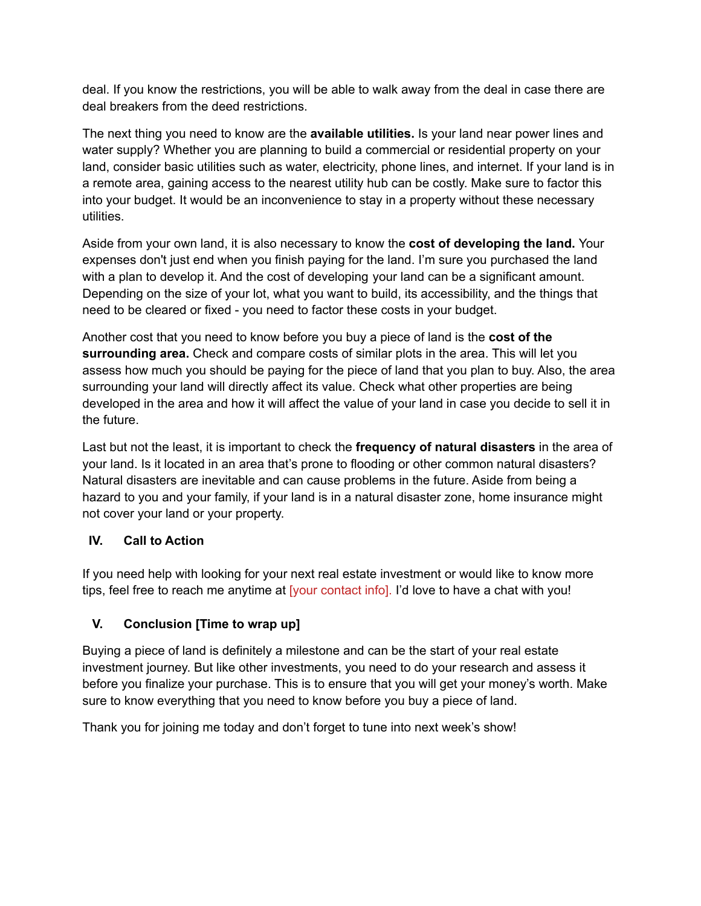deal. If you know the restrictions, you will be able to walk away from the deal in case there are deal breakers from the deed restrictions.

The next thing you need to know are the **available utilities.** Is your land near power lines and water supply? Whether you are planning to build a commercial or residential property on your land, consider basic utilities such as water, electricity, phone lines, and internet. If your land is in a remote area, gaining access to the nearest utility hub can be costly. Make sure to factor this into your budget. It would be an inconvenience to stay in a property without these necessary utilities.

Aside from your own land, it is also necessary to know the **cost of developing the land.** Your expenses don't just end when you finish paying for the land. I'm sure you purchased the land with a plan to develop it. And the cost of developing your land can be a significant amount. Depending on the size of your lot, what you want to build, its accessibility, and the things that need to be cleared or fixed - you need to factor these costs in your budget.

Another cost that you need to know before you buy a piece of land is the **cost of the surrounding area.** Check and compare costs of similar plots in the area. This will let you assess how much you should be paying for the piece of land that you plan to buy. Also, the area surrounding your land will directly affect its value. Check what other properties are being developed in the area and how it will affect the value of your land in case you decide to sell it in the future.

Last but not the least, it is important to check the **frequency of natural disasters** in the area of your land. Is it located in an area that's prone to flooding or other common natural disasters? Natural disasters are inevitable and can cause problems in the future. Aside from being a hazard to you and your family, if your land is in a natural disaster zone, home insurance might not cover your land or your property.

### IV. Call to Action

If you need help with looking for your next real estate investment or would like to know more tips, feel free to reach me anytime at [your contact info]. I'd love to have a chat with you!

### V. Conclusion [Time to wrap up]

Buying a piece of land is definitely a milestone and can be the start of your real estate investment journey. But like other investments, you need to do your research and assess it before you finalize your purchase. This is to ensure that you will get your money's worth. Make sure to know everything that you need to know before you buy a piece of land.

Thank you for joining me today and don't forget to tune into next week's show!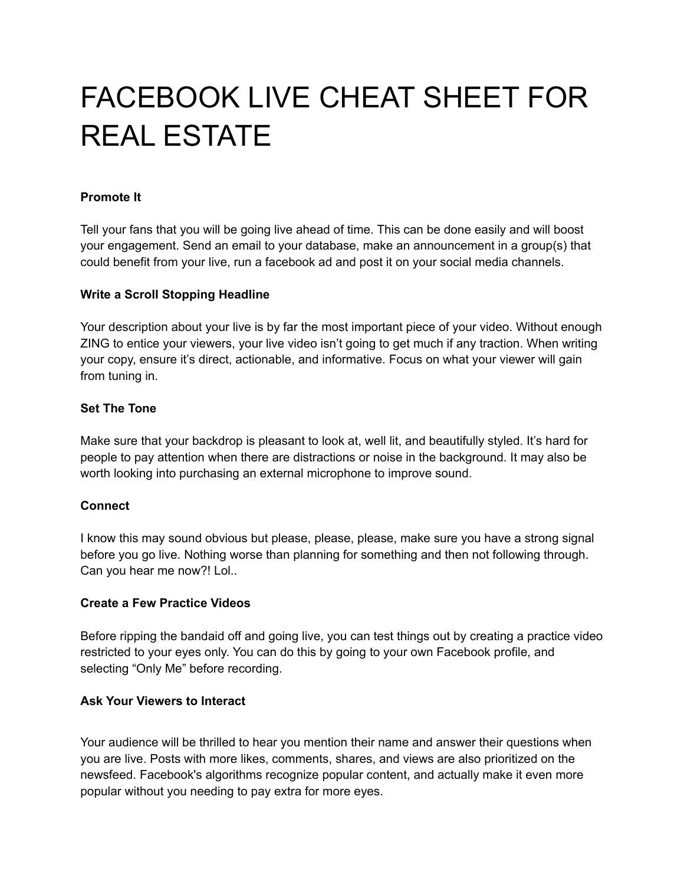# FACEBOOK LIVE CHEAT SHEET FOR REAL ESTATE

**Promote It**

Tell your fans that you will be going live ahead of time. This can be done easily and will boost your engagement. Send an email to your database, make an announcement in a group(s) that could benefit from your live, run a facebook ad and post it on your social media channels.

**Write a Scroll Stopping Headline**

Your description about your live is by far the most important piece of your video. Without enough ZING to entice your viewers, your live video isn't going to get much if any traction. When writing your copy, ensure it's direct, actionable, and informative. Focus on what your viewer will gain from tuning in.

**Set The Tone**

Make sure that your backdrop is pleasant to look at, well lit, and beautifully styled. It's hard for people to pay attention when there are distractions or noise in the background. It may also be worth looking into purchasing an external microphone to improve sound.

**Connect**

I know this may sound obvious but please, please, please, make sure you have a strong signal before you go live. Nothing worse than planning for something and then not following through. Can you hear me now?! Lol..

**Create a Few Practice Videos**

Before ripping the bandaid off and going live, you can test things out by creating a practice video restricted to your eyes only. You can do this by going to your own Facebook profile, and selecting "Only Me" before recording.

**Ask Your Viewers to Interact**

Your audience will be thrilled to hear you mention their name and answer their questions when you are live. Posts with more likes, comments, shares, and views are also prioritized on the newsfeed. Facebook's algorithms recognize popular content, and actually make it even more popular without you needing to pay extra for more eyes.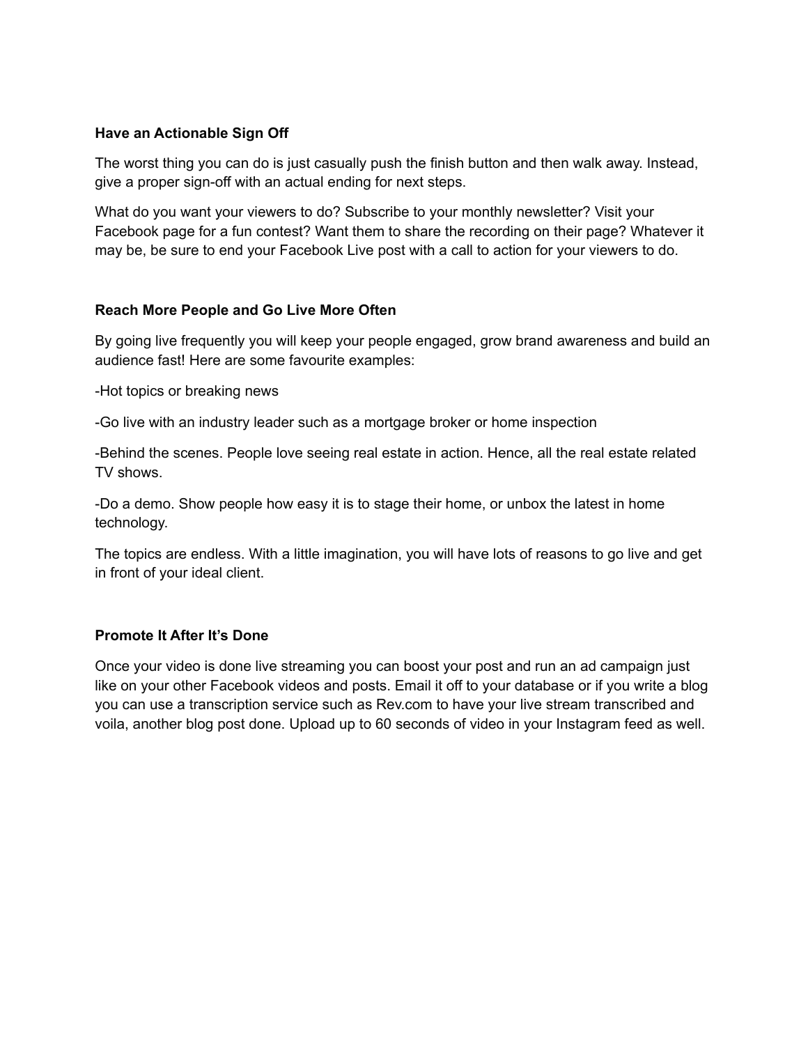**Have an Actionable Sign Off**

The worst thing you can do is just casually push the finish button and then walk away. Instead, give a proper sign-off with an actual ending for next steps.

What do you want your viewers to do? Subscribe to your monthly newsletter? Visit your Facebook page for a fun contest? Want them to share the recording on their page? Whatever it may be, be sure to end your Facebook Live post with a call to action for your viewers to do.

**Reach More People and Go Live More Often**

By going live frequently you will keep your people engaged, grow brand awareness and build an audience fast! Here are some favourite examples:

-Hot topics or breaking news

-Go live with an industry leader such as a mortgage broker or home inspection

-Behind the scenes. People love seeing real estate in action. Hence, all the real estate related TV shows.

-Do a demo. Show people how easy it is to stage their home, or unbox the latest in home technology.

The topics are endless. With a little imagination, you will have lots of reasons to go live and get in front of your ideal client.

**Promote It After It's Done**

Once your video is done live streaming you can boost your post and run an ad campaign just like on your other Facebook videos and posts. Email it off to your database or if you write a blog you can use a transcription service such as Rev.com to have your live stream transcribed and voila, another blog post done. Upload up to 60 seconds of video in your Instagram feed as well.